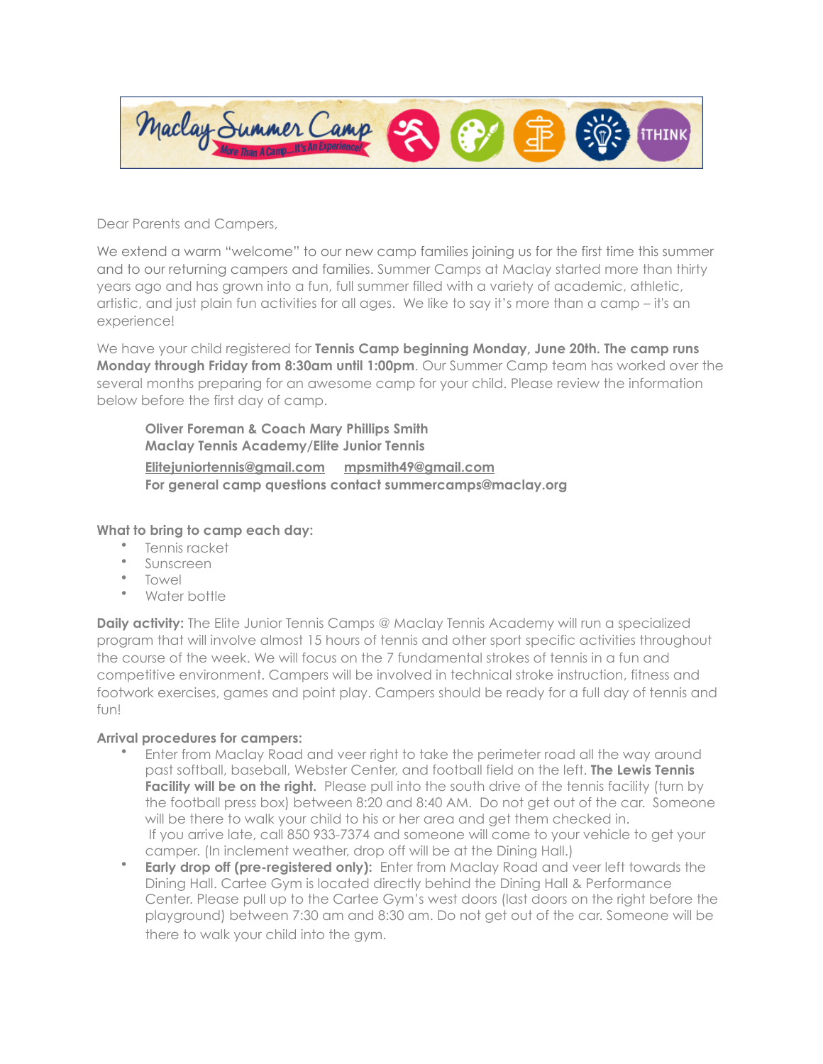Dear Parents and Campers,

We extend a warm "welcome" to our new camp families joining us for the first time this summer and to our returning campers and families. Summer Camps at Maclay started more than thirty years ago and has grown into a fun, full summer filled with a variety of academic, athletic, artistic, and just plain fun activities for all ages. We like to say it's more than a camp – it's an experience!

We have your child registered for **Tennis Camp beginning Monday, June 20th. The camp runs Monday through Friday from 8:30am until 1:00pm**. Our Summer Camp team has worked over the several months preparing for an awesome camp for your child. Please review the information below before the first day of camp.

> **Oliver Foreman & Coach Mary Phillips Smith**
> **Maclay Tennis Academy/Elite Junior Tennis**
> **Elitejuniortennis@gmail.com** **mpsmith49@gmail.com**
> **For general camp questions contact summercamps@maclay.org**

**What to bring to camp each day:**

- Tennis racket
- Sunscreen
- Towel
- Water bottle

**Daily activity:** The Elite Junior Tennis Camps @ Maclay Tennis Academy will run a specialized program that will involve almost 15 hours of tennis and other sport specific activities throughout the course of the week. We will focus on the 7 fundamental strokes of tennis in a fun and competitive environment. Campers will be involved in technical stroke instruction, fitness and footwork exercises, games and point play. Campers should be ready for a full day of tennis and fun!

**Arrival procedures for campers:**

- Enter from Maclay Road and veer right to take the perimeter road all the way around past softball, baseball, Webster Center, and football field on the left. **The Lewis Tennis Facility will be on the right.** Please pull into the south drive of the tennis facility (turn by the football press box) between 8:20 and 8:40 AM. Do not get out of the car. Someone will be there to walk your child to his or her area and get them checked in. If you arrive late, call 850 933-7374 and someone will come to your vehicle to get your camper. (In inclement weather, drop off will be at the Dining Hall.)
- **Early drop off (pre-registered only):** Enter from Maclay Road and veer left towards the Dining Hall. Cartee Gym is located directly behind the Dining Hall & Performance Center. Please pull up to the Cartee Gym's west doors (last doors on the right before the playground) between 7:30 am and 8:30 am. Do not get out of the car. Someone will be there to walk your child into the gym.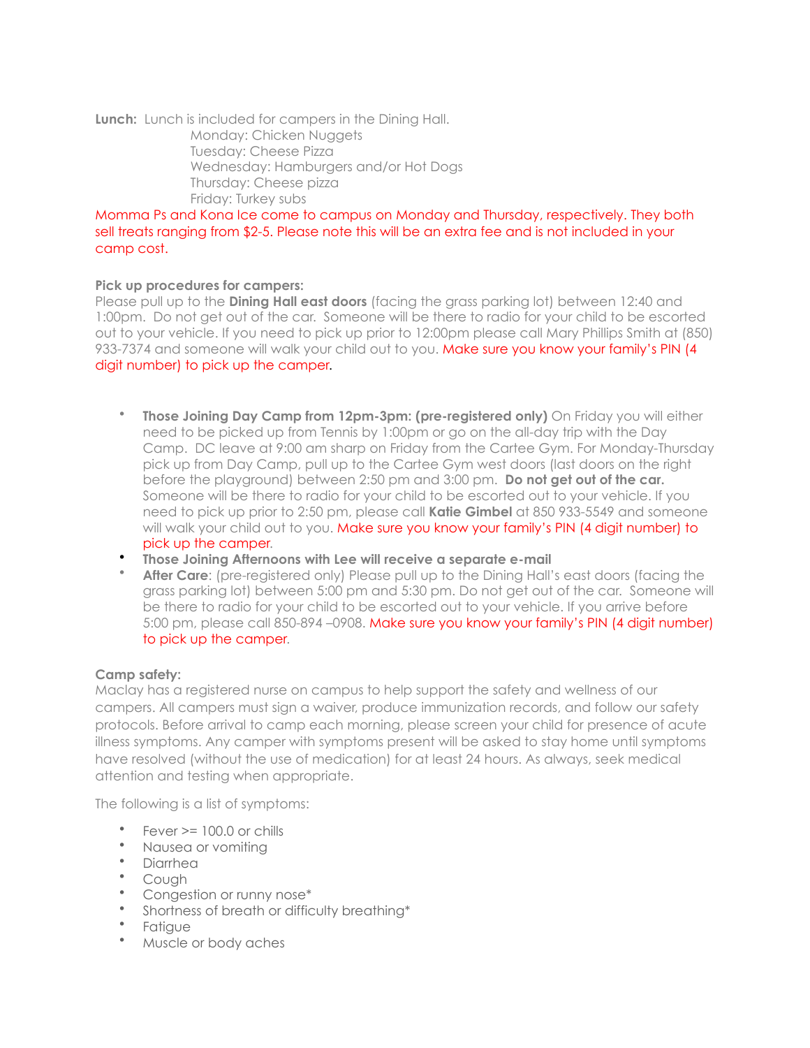**Lunch:** Lunch is included for campers in the Dining Hall.

Monday: Chicken Nuggets
Tuesday: Cheese Pizza
Wednesday: Hamburgers and/or Hot Dogs
Thursday: Cheese pizza
Friday: Turkey subs

Momma Ps and Kona Ice come to campus on Monday and Thursday, respectively. They both sell treats ranging from $2-5. Please note this will be an extra fee and is not included in your camp cost.

**Pick up procedures for campers:**

Please pull up to the **Dining Hall east doors** (facing the grass parking lot) between 12:40 and 1:00pm. Do not get out of the car. Someone will be there to radio for your child to be escorted out to your vehicle. If you need to pick up prior to 12:00pm please call Mary Phillips Smith at (850) 933-7374 and someone will walk your child out to you. Make sure you know your family's PIN (4 digit number) to pick up the camper.

- **Those Joining Day Camp from 12pm-3pm: (pre-registered only)** On Friday you will either need to be picked up from Tennis by 1:00pm or go on the all-day trip with the Day Camp. DC leave at 9:00 am sharp on Friday from the Cartee Gym. For Monday-Thursday pick up from Day Camp, pull up to the Cartee Gym west doors (last doors on the right before the playground) between 2:50 pm and 3:00 pm. **Do not get out of the car.** Someone will be there to radio for your child to be escorted out to your vehicle. If you need to pick up prior to 2:50 pm, please call **Katie Gimbel** at 850 933-5549 and someone will walk your child out to you. Make sure you know your family's PIN (4 digit number) to pick up the camper.
- **Those Joining Afternoons with Lee will receive a separate e-mail**
- **After Care**: (pre-registered only) Please pull up to the Dining Hall's east doors (facing the grass parking lot) between 5:00 pm and 5:30 pm. Do not get out of the car. Someone will be there to radio for your child to be escorted out to your vehicle. If you arrive before 5:00 pm, please call 850-894 –0908. Make sure you know your family's PIN (4 digit number) to pick up the camper.

**Camp safety:**

Maclay has a registered nurse on campus to help support the safety and wellness of our campers. All campers must sign a waiver, produce immunization records, and follow our safety protocols. Before arrival to camp each morning, please screen your child for presence of acute illness symptoms. Any camper with symptoms present will be asked to stay home until symptoms have resolved (without the use of medication) for at least 24 hours. As always, seek medical attention and testing when appropriate.

The following is a list of symptoms:

- Fever >= 100.0 or chills
- Nausea or vomiting
- Diarrhea
- Cough
- Congestion or runny nose*
- Shortness of breath or difficulty breathing*
- Fatigue
- Muscle or body aches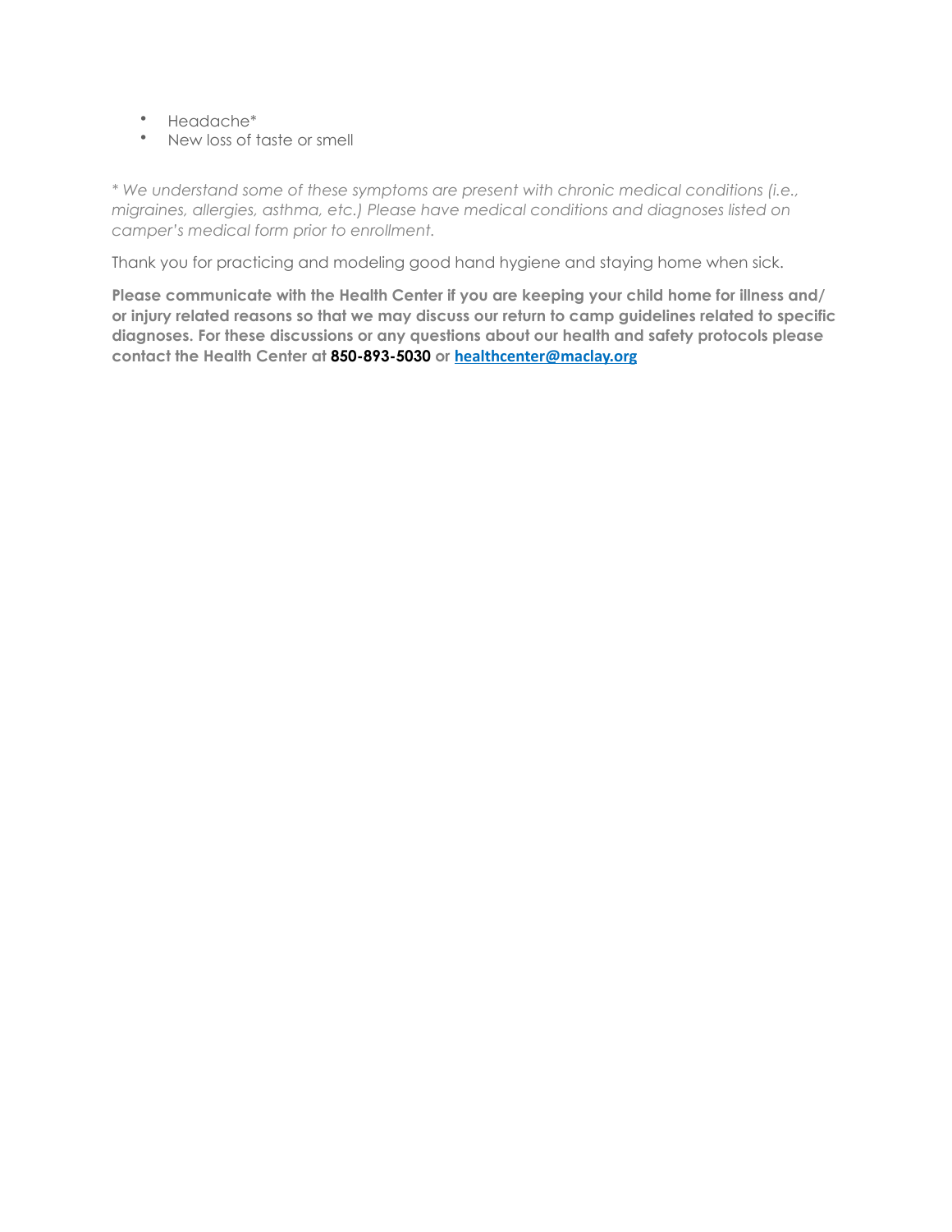- Headache*
- New loss of taste or smell

*\* We understand some of these symptoms are present with chronic medical conditions (i.e., migraines, allergies, asthma, etc.) Please have medical conditions and diagnoses listed on camper's medical form prior to enrollment.*

Thank you for practicing and modeling good hand hygiene and staying home when sick.

**Please communicate with the Health Center if you are keeping your child home for illness and/or injury related reasons so that we may discuss our return to camp guidelines related to specific diagnoses. For these discussions or any questions about our health and safety protocols please contact the Health Center at 850-893-5030 or healthcenter@maclay.org**